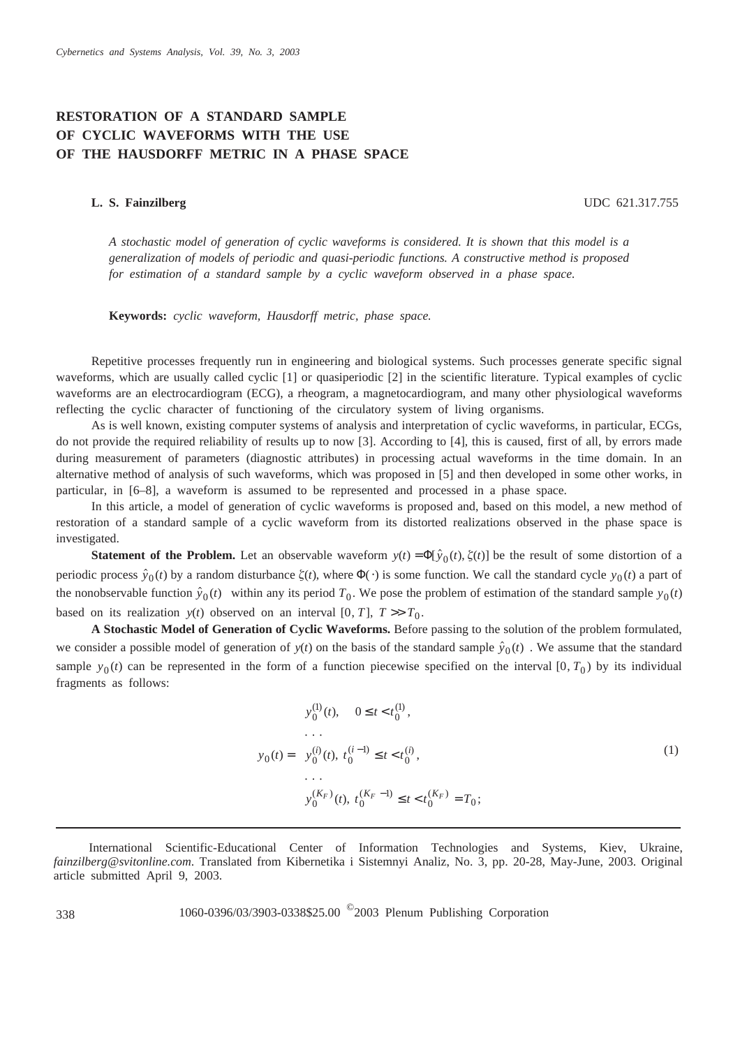# RESTORATION OF A STANDARD SAMPLE OF CYCLIC WAVEFORMS WITH THE USE OF THE HAUSDORFF METRIC IN A PHASE SPACE

**L. S. Fainzilberg** UDC 621.317.755

*A stochastic model of generation of cyclic waveforms is considered. It is shown that this model is a generalization of models of periodic and quasi-periodic functions. A constructive method is proposed for estimation of a standard sample by a cyclic waveform observed in a phase space.*

**Keywords:** *cyclic waveform, Hausdorff metric, phase space.*

Repetitive processes frequently run in engineering and biological systems. Such processes generate specific signal waveforms, which are usually called cyclic [1] or quasiperiodic [2] in the scientific literature. Typical examples of cyclic waveforms are an electrocardiogram (ECG), a rheogram, a magnetocardiogram, and many other physiological waveforms reflecting the cyclic character of functioning of the circulatory system of living organisms.

As is well known, existing computer systems of analysis and interpretation of cyclic waveforms, in particular, ECGs, do not provide the required reliability of results up to now [3]. According to [4], this is caused, first of all, by errors made during measurement of parameters (diagnostic attributes) in processing actual waveforms in the time domain. In an alternative method of analysis of such waveforms, which was proposed in [5] and then developed in some other works, in particular, in [6–8], a waveform is assumed to be represented and processed in a phase space.

In this article, a model of generation of cyclic waveforms is proposed and, based on this model, a new method of restoration of a standard sample of a cyclic waveform from its distorted realizations observed in the phase space is investigated.

**Statement of the Problem.** Let an observable waveform $y(t) = \Phi[\hat{y}_0(t), \zeta(t)]$ be the result of some distortion of a periodic process $\hat{y}_0(t)$ by a random disturbance $\zeta(t)$, where $\Phi(\cdot)$ is some function. We call the standard cycle $y_0(t)$ a part of the nonobservable function $\hat{y}_0(t)$ within any its period $T_0$. We pose the problem of estimation of the standard sample $y_0(t)$ based on its realization $y(t)$ observed on an interval $[0, T]$, $T >> T_0$.

**A Stochastic Model of Generation of Cyclic Waveforms.** Before passing to the solution of the problem formulated, we consider a possible model of generation of $y(t)$ on the basis of the standard sample $\hat{y}_0(t)$. We assume that the standard sample $y_0(t)$ can be represented in the form of a function piecewise specified on the interval $[0, T_0)$ by its individual fragments as follows:

$$
y_0(t) = \begin{cases} y_0^{(1)}(t), \quad 0 \le t < t_0^{(1)}, \\ \dots \\ y_0^{(i)}(t), \; t_0^{(i-1)} \le t < t_0^{(i)}, \\ \dots \\ y_0^{(K_F)}(t), \; t_0^{(K_F-1)} \le t < t_0^{(K_F)} = T_0; \end{cases} \tag{1}
$$

International Scientific-Educational Center of Information Technologies and Systems, Kiev, Ukraine, *fainzilberg@svitonline.com*. Translated from Kibernetika i Sistemnyi Analiz, No. 3, pp. 20-28, May-June, 2003. Original article submitted April 9, 2003.

1060-0396/03/3903-0338$25.00 ©2003 Plenum Publishing Corporation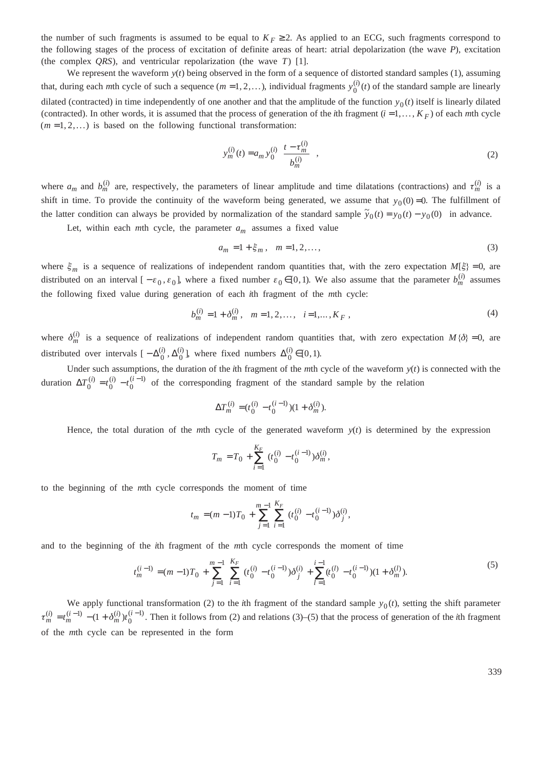the number of such fragments is assumed to be equal to $K_F \geq 2$. As applied to an ECG, such fragments correspond to the following stages of the process of excitation of definite areas of heart: atrial depolarization (the wave $P$), excitation (the complex $QRS$), and ventricular repolarization (the wave $T$) [1].

We represent the waveform $y(t)$ being observed in the form of a sequence of distorted standard samples (1), assuming that, during each $m$th cycle of such a sequence ($m = 1, 2, \ldots$), individual fragments $y_0^{(i)}(t)$ of the standard sample are linearly dilated (contracted) in time independently of one another and that the amplitude of the function $y_0(t)$ itself is linearly dilated (contracted). In other words, it is assumed that the process of generation of the $i$th fragment ($i = 1, \ldots, K_F$) of each $m$th cycle ($m = 1, 2, \ldots$) is based on the following functional transformation:

$$y_m^{(i)}(t) = a_m y_0^{(i)}\left(\frac{t - \tau_m^{(i)}}{b_m^{(i)}}\right), \tag{2}$$

where $a_m$ and $b_m^{(i)}$ are, respectively, the parameters of linear amplitude and time dilatations (contractions) and $\tau_m^{(i)}$ is a shift in time. To provide the continuity of the waveform being generated, we assume that $y_0(0) = 0$. The fulfillment of the latter condition can always be provided by normalization of the standard sample $\tilde{y}_0(t) = y_0(t) - y_0(0)$ in advance.

Let, within each $m$th cycle, the parameter $a_m$ assumes a fixed value

$$a_m = 1 + \xi_m, \quad m = 1, 2, \ldots, \tag{3}$$

where $\xi_m$ is a sequence of realizations of independent random quantities that, with the zero expectation $M[\xi] = 0$, are distributed on an interval $[-\varepsilon_0, \varepsilon_0]$, where a fixed number $\varepsilon_0 \in [0, 1)$. We also assume that the parameter $b_m^{(i)}$ assumes the following fixed value during generation of each $i$th fragment of the $m$th cycle:

$$b_m^{(i)} = 1 + \delta_m^{(i)}, \quad m = 1, 2, \ldots, \quad i = 1, \ldots, K_F, \tag{4}$$

where $\delta_m^{(i)}$ is a sequence of realizations of independent random quantities that, with zero expectation $M\{\delta\} = 0$, are distributed over intervals $[-\Delta_0^{(i)}, \Delta_0^{(i)}]$, where fixed numbers $\Delta_0^{(i)} \in [0, 1)$.

Under such assumptions, the duration of the $i$th fragment of the $m$th cycle of the waveform $y(t)$ is connected with the duration $\Delta T_0^{(i)} = t_0^{(i)} - t_0^{(i-1)}$ of the corresponding fragment of the standard sample by the relation

$$\Delta T_m^{(i)} = (t_0^{(i)} - t_0^{(i-1)})(1 + \delta_m^{(i)}).$$

Hence, the total duration of the $m$th cycle of the generated waveform $y(t)$ is determined by the expression

$$T_m = T_0 + \sum_{i=1}^{K_F} (t_0^{(i)} - t_0^{(i-1)})\delta_m^{(i)},$$

to the beginning of the $m$th cycle corresponds the moment of time

$$t_m = (m-1)T_0 + \sum_{j=1}^{m-1} \sum_{i=1}^{K_F} (t_0^{(i)} - t_0^{(i-1)})\delta_j^{(i)},$$

and to the beginning of the $i$th fragment of the $m$th cycle corresponds the moment of time

$$t_m^{(i-1)} = (m-1)T_0 + \sum_{j=1}^{m-1} \sum_{i=1}^{K_F} (t_0^{(i)} - t_0^{(i-1)})\delta_j^{(i)} + \sum_{l=1}^{i-1} (t_0^{(l)} - t_0^{(l-1)})(1 + \delta_m^{(l)}). \tag{5}$$

We apply functional transformation (2) to the $i$th fragment of the standard sample $y_0(t)$, setting the shift parameter $\tau_m^{(i)} = t_m^{(i-1)} - (1 + \delta_m^{(i)})t_0^{(i-1)}$. Then it follows from (2) and relations (3)–(5) that the process of generation of the $i$th fragment of the $m$th cycle can be represented in the form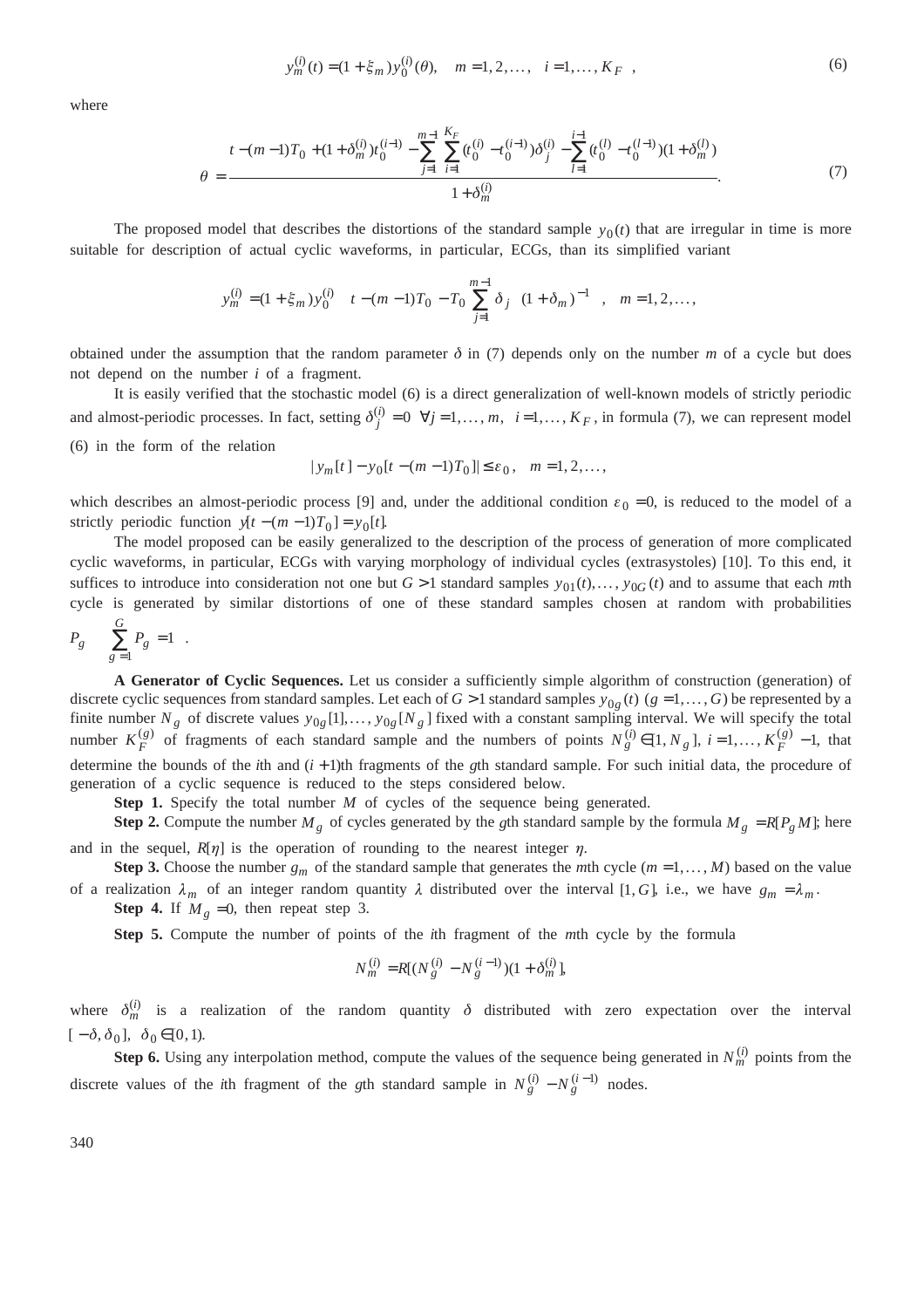$$y_m^{(i)}(t) = (1+\xi_m)\, y_0^{(i)}(\theta), \quad m = 1, 2, \ldots, \quad i = 1, \ldots, K_F \ , \tag{6}$$

where

$$\theta = \frac{t - (m-1)T_0 + (1+\delta_m^{(i)})t_0^{(i-1)} - \sum_{j=1}^{m-1}\sum_{i=1}^{K_F}(t_0^{(i)} - t_0^{(i-1)})\delta_j^{(i)} - \sum_{l=1}^{i-1}(t_0^{(l)} - t_0^{(l-1)})(1+\delta_m^{(l)})}{1+\delta_m^{(i)}}. \tag{7}$$

The proposed model that describes the distortions of the standard sample $y_0(t)$ that are irregular in time is more suitable for description of actual cyclic waveforms, in particular, ECGs, than its simplified variant

$$y_m^{(i)} = (1+\xi_m)\, y_0^{(i)}\left[\left(t - (m-1)T_0 - T_0\sum_{j=1}^{m-1}\delta_j\right)(1+\delta_m)^{-1}\right], \quad m = 1, 2, \ldots,$$

obtained under the assumption that the random parameter $\delta$ in (7) depends only on the number $m$ of a cycle but does not depend on the number $i$ of a fragment.

It is easily verified that the stochastic model (6) is a direct generalization of well-known models of strictly periodic and almost-periodic processes. In fact, setting $\delta_j^{(i)} = 0 \ \ \forall j = 1, \ldots, m, \ \ i = 1, \ldots, K_F$, in formula (7), we can represent model (6) in the form of the relation

$$|\, y_m[t] - y_0[t - (m-1)T_0]\,| \leq \varepsilon_0, \quad m = 1, 2, \ldots,$$

which describes an almost-periodic process [9] and, under the additional condition $\varepsilon_0 = 0$, is reduced to the model of a strictly periodic function $y[t - (m-1)T_0] = y_0[t]$.

The model proposed can be easily generalized to the description of the process of generation of more complicated cyclic waveforms, in particular, ECGs with varying morphology of individual cycles (extrasystoles) [10]. To this end, it suffices to introduce into consideration not one but $G > 1$ standard samples $y_{01}(t), \ldots, y_{0G}(t)$ and to assume that each $m$th cycle is generated by similar distortions of one of these standard samples chosen at random with probabilities $P_g \ \left(\sum_{g=1}^{G} P_g = 1\right)$.

**A Generator of Cyclic Sequences.** Let us consider a sufficiently simple algorithm of construction (generation) of discrete cyclic sequences from standard samples. Let each of $G > 1$ standard samples $y_{0g}(t)$ $(g = 1, \ldots, G)$ be represented by a finite number $N_g$ of discrete values $y_{0g}[1], \ldots, y_{0g}[N_g]$ fixed with a constant sampling interval. We will specify the total number $K_F^{(g)}$ of fragments of each standard sample and the numbers of points $N_g^{(i)} \in [1, N_g]$, $i = 1, \ldots, K_F^{(g)} - 1$, that determine the bounds of the $i$th and $(i+1)$th fragments of the $g$th standard sample. For such initial data, the procedure of generation of a cyclic sequence is reduced to the steps considered below.

**Step 1.** Specify the total number $M$ of cycles of the sequence being generated.

**Step 2.** Compute the number $M_g$ of cycles generated by the $g$th standard sample by the formula $M_g = R[P_g M]$; here and in the sequel, $R[\eta]$ is the operation of rounding to the nearest integer $\eta$.

**Step 3.** Choose the number $g_m$ of the standard sample that generates the $m$th cycle $(m = 1, \ldots, M)$ based on the value of a realization $\lambda_m$ of an integer random quantity $\lambda$ distributed over the interval $[1, G]$, i.e., we have $g_m = \lambda_m$.

**Step 4.** If $M_g = 0$, then repeat step 3.

**Step 5.** Compute the number of points of the $i$th fragment of the $m$th cycle by the formula

$$N_m^{(i)} = R[(N_g^{(i)} - N_g^{(i-1)})(1+\delta_m^{(i)})],$$

where $\delta_m^{(i)}$ is a realization of the random quantity $\delta$ distributed with zero expectation over the interval $[-\delta, \delta_0]$, $\delta_0 \in [0, 1)$.

**Step 6.** Using any interpolation method, compute the values of the sequence being generated in $N_m^{(i)}$ points from the discrete values of the $i$th fragment of the $g$th standard sample in $N_g^{(i)} - N_g^{(i-1)}$ nodes.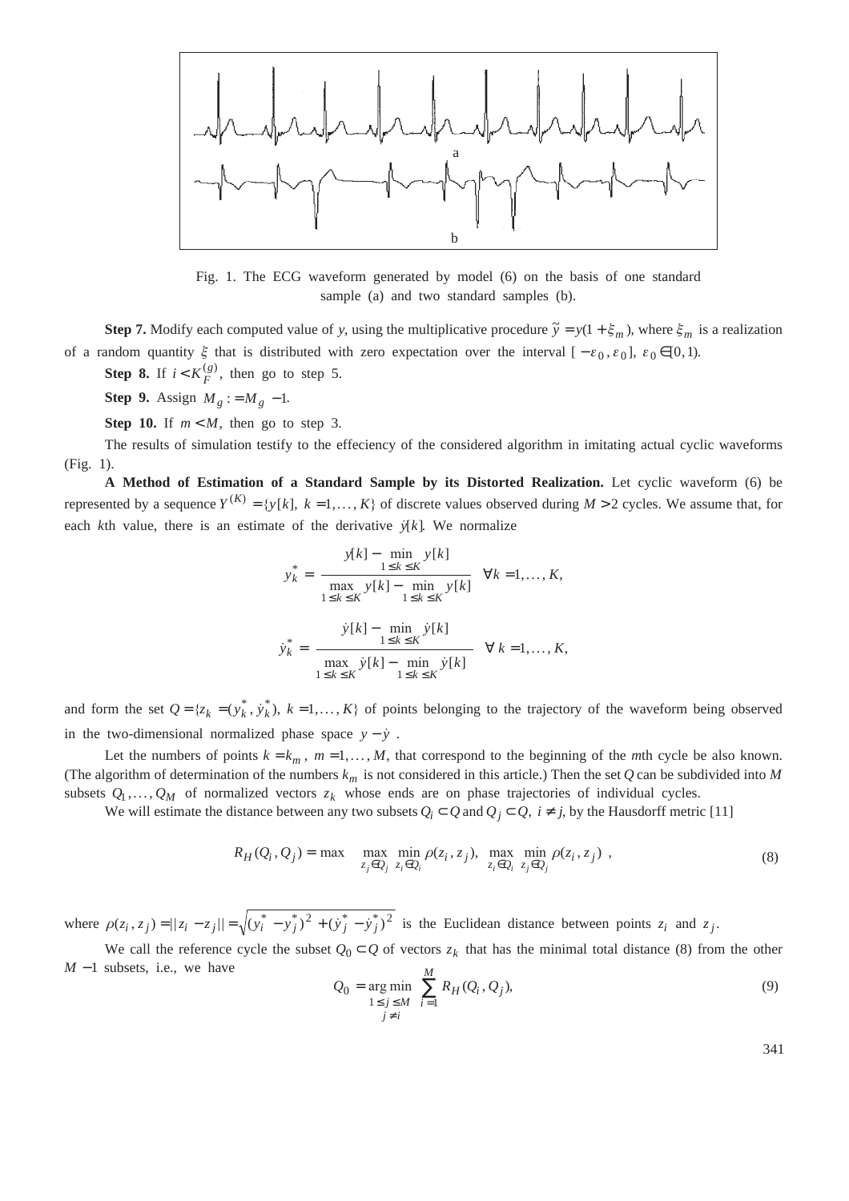Fig. 1. The ECG waveform generated by model (6) on the basis of one standard sample (a) and two standard samples (b).

**Step 7.** Modify each computed value of $y$, using the multiplicative procedure $\tilde{y} = y(1 + \xi_m)$, where $\xi_m$ is a realization of a random quantity $\xi$ that is distributed with zero expectation over the interval $[-\varepsilon_0, \varepsilon_0]$, $\varepsilon_0 \in [0, 1)$.

**Step 8.** If $i < K_F^{(g)}$, then go to step 5.

**Step 9.** Assign $M_g := M_g - 1$.

**Step 10.** If $m < M$, then go to step 3.

The results of simulation testify to the effeciency of the considered algorithm in imitating actual cyclic waveforms (Fig. 1).

**A Method of Estimation of a Standard Sample by its Distorted Realization.** Let cyclic waveform (6) be represented by a sequence $Y^{(K)} = \{y[k],\ k = 1, \ldots, K\}$ of discrete values observed during $M > 2$ cycles. We assume that, for each $k$th value, there is an estimate of the derivative $\dot{y}[k]$. We normalize

$$y_k^* = \frac{y[k] - \min\limits_{1 \le k \le K} y[k]}{\max\limits_{1 \le k \le K} y[k] - \min\limits_{1 \le k \le K} y[k]} \quad \forall k = 1, \ldots, K,$$

$$\dot{y}_k^* = \frac{\dot{y}[k] - \min\limits_{1 \le k \le K} \dot{y}[k]}{\max\limits_{1 \le k \le K} \dot{y}[k] - \min\limits_{1 \le k \le K} \dot{y}[k]} \quad \forall\ k = 1, \ldots, K,$$

and form the set $Q = \{z_k = (y_k^*, \dot{y}_k^*),\ k = 1, \ldots, K\}$ of points belonging to the trajectory of the waveform being observed in the two-dimensional normalized phase space $y - \dot{y}$ .

Let the numbers of points $k = k_m$, $m = 1, \ldots, M$, that correspond to the beginning of the $m$th cycle be also known. (The algorithm of determination of the numbers $k_m$ is not considered in this article.) Then the set $Q$ can be subdivided into $M$ subsets $Q_1, \ldots, Q_M$ of normalized vectors $z_k$ whose ends are on phase trajectories of individual cycles.

We will estimate the distance between any two subsets $Q_i \subset Q$ and $Q_j \subset Q$, $i \ne j$, by the Hausdorff metric [11]

$$R_H(Q_i, Q_j) = \max\left( \max_{z_j \in Q_j} \min_{z_i \in Q_i} \rho(z_i, z_j),\ \max_{z_i \in Q_i} \min_{z_j \in Q_j} \rho(z_i, z_j) \right), \tag{8}$$

where $\rho(z_i, z_j) = \|z_i - z_j\| = \sqrt{(y_i^* - y_j^*)^2 + (\dot{y}_i^* - \dot{y}_j^*)^2}$ is the Euclidean distance between points $z_i$ and $z_j$.

We call the reference cycle the subset $Q_0 \subset Q$ of vectors $z_k$ that has the minimal total distance (8) from the other $M - 1$ subsets, i.e., we have

$$Q_0 = \underset{\substack{1 \le j \le M \\ j \ne i}}{\arg\min} \sum_{i=1}^{M} R_H(Q_i, Q_j), \tag{9}$$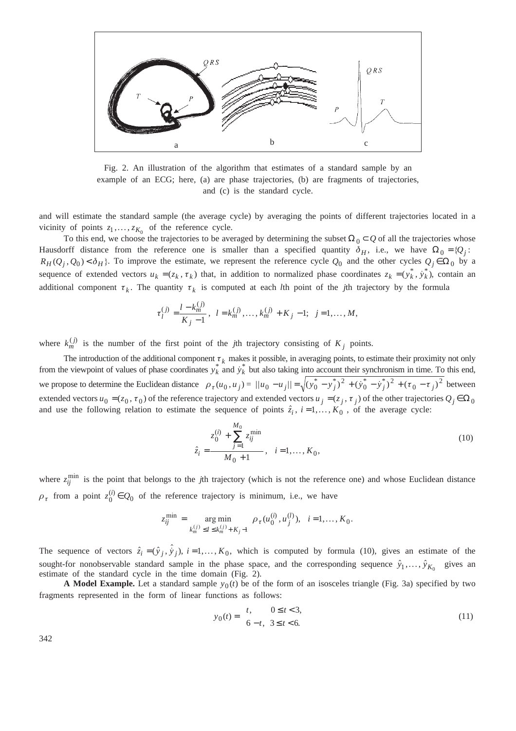Fig. 2. An illustration of the algorithm that estimates of a standard sample by an example of an ECG; here, (a) are phase trajectories, (b) are fragments of trajectories, and (c) is the standard cycle.

and will estimate the standard sample (the average cycle) by averaging the points of different trajectories located in a vicinity of points $z_1, \ldots, z_{K_0}$ of the reference cycle.

To this end, we choose the trajectories to be averaged by determining the subset $\Omega_0 \subset Q$ of all the trajectories whose Hausdorff distance from the reference one is smaller than a specified quantity $\delta_H$, i.e., we have $\Omega_0 = \{Q_j : R_H(Q_j, Q_0) < \delta_H\}$. To improve the estimate, we represent the reference cycle $Q_0$ and the other cycles $Q_j \in \Omega_0$ by a sequence of extended vectors $u_k = (z_k, \tau_k)$ that, in addition to normalized phase coordinates $z_k = (y_k^*, \dot{y}_k^*)$, contain an additional component $\tau_k$. The quantity $\tau_k$ is computed at each $l$th point of the $j$th trajectory by the formula

$$\tau_l^{(j)} = \frac{l - k_m^{(j)}}{K_j - 1}, \quad l = k_m^{(j)}, \ldots, k_m^{(j)} + K_j - 1; \quad j = 1, \ldots, M,$$

where $k_m^{(j)}$ is the number of the first point of the $j$th trajectory consisting of $K_j$ points.

The introduction of the additional component $\tau_k$ makes it possible, in averaging points, to estimate their proximity not only from the viewpoint of values of phase coordinates $y_k^*$ and $\dot{y}_k^*$ but also taking into account their synchronism in time. To this end, we propose to determine the Euclidean distance $\rho_\tau(u_0, u_j) = ||u_0 - u_j|| = \sqrt{(y_0^* - y_j^*)^2 + (\dot{y}_0^* - \dot{y}_j^*)^2 + (\tau_0 - \tau_j)^2}$ between extended vectors $u_0 = (z_0, \tau_0)$ of the reference trajectory and extended vectors $u_j = (z_j, \tau_j)$ of the other trajectories $Q_j \in \Omega_0$ and use the following relation to estimate the sequence of points $\hat{z}_i$, $i = 1, \ldots, K_0$, of the average cycle:

$$\hat{z}_i = \frac{z_0^{(i)} + \sum_{j=1}^{M_0} z_{ij}^{\min}}{M_0 + 1}, \quad i = 1, \ldots, K_0, \tag{10}$$

where $z_{ij}^{\min}$ is the point that belongs to the $j$th trajectory (which is not the reference one) and whose Euclidean distance $\rho_\tau$ from a point $z_0^{(i)} \in Q_0$ of the reference trajectory is minimum, i.e., we have

$$z_{ij}^{\min} = \underset{k_m^{(j)} \le l \le k_m^{(j)} + K_j - 1}{\arg\min} \rho_\tau(u_0^{(i)}, u_j^{(l)}), \quad i = 1, \ldots, K_0.$$

The sequence of vectors $\hat{z}_i = (\hat{y}_j, \hat{\dot{y}}_j)$, $i = 1, \ldots, K_0$, which is computed by formula (10), gives an estimate of the sought-for nonobservable standard sample in the phase space, and the corresponding sequence $\hat{y}_1, \ldots, \hat{y}_{K_0}$ gives an estimate of the standard cycle in the time domain (Fig. 2).

**A Model Example.** Let a standard sample $y_0(t)$ be of the form of an isosceles triangle (Fig. 3a) specified by two fragments represented in the form of linear functions as follows:

$$y_0(t) = \begin{cases} t, & 0 \le t < 3, \\ 6 - t, & 3 \le t < 6. \end{cases} \tag{11}$$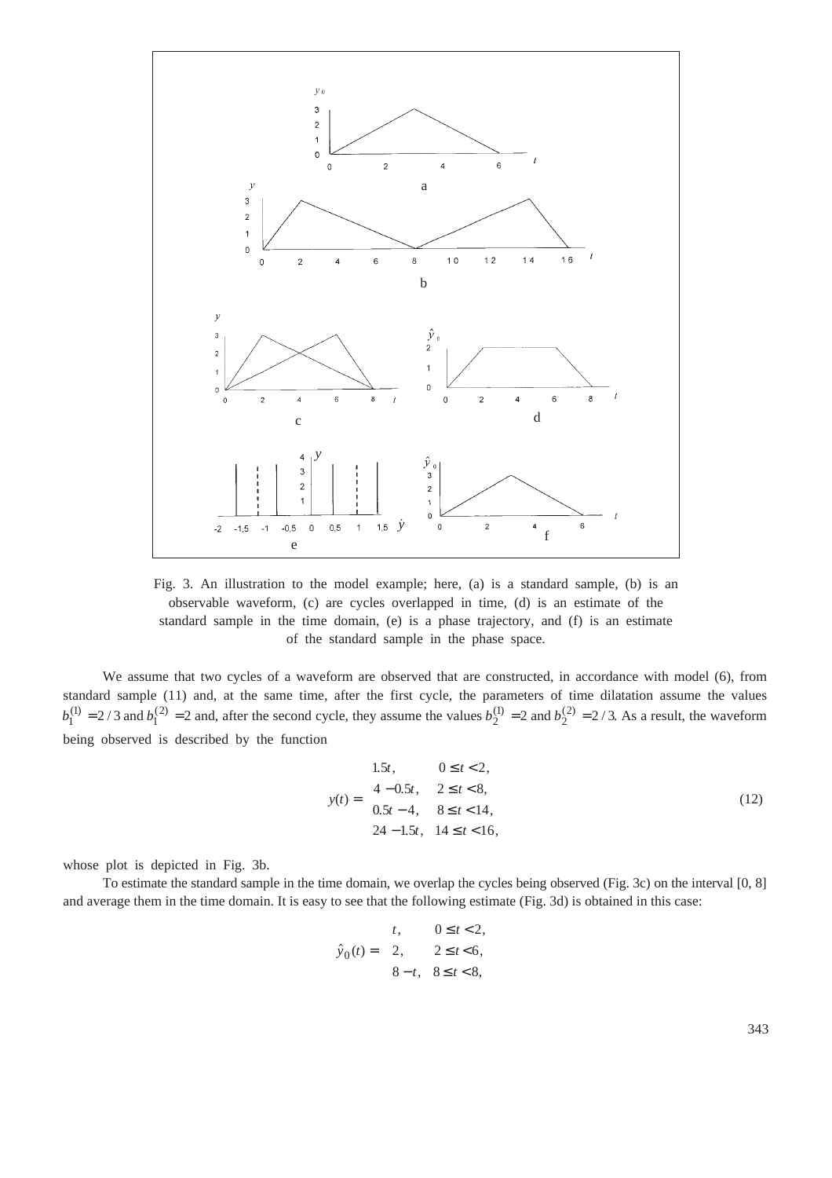Fig. 3. An illustration to the model example; here, (a) is a standard sample, (b) is an observable waveform, (c) are cycles overlapped in time, (d) is an estimate of the standard sample in the time domain, (e) is a phase trajectory, and (f) is an estimate of the standard sample in the phase space.

We assume that two cycles of a waveform are observed that are constructed, in accordance with model (6), from standard sample (11) and, at the same time, after the first cycle, the parameters of time dilatation assume the values $b_1^{(1)} = 2/3$ and $b_1^{(2)} = 2$ and, after the second cycle, they assume the values $b_2^{(1)} = 2$ and $b_2^{(2)} = 2/3$. As a result, the waveform being observed is described by the function

$$
y(t) = \begin{cases} 1.5t, & 0 \le t < 2, \\ 4 - 0.5t, & 2 \le t < 8, \\ 0.5t - 4, & 8 \le t < 14, \\ 24 - 1.5t, & 14 \le t < 16, \end{cases} \tag{12}
$$

whose plot is depicted in Fig. 3b.

To estimate the standard sample in the time domain, we overlap the cycles being observed (Fig. 3c) on the interval [0, 8] and average them in the time domain. It is easy to see that the following estimate (Fig. 3d) is obtained in this case:

$$
\hat{y}_0(t) = \begin{cases} t, & 0 \le t < 2, \\ 2, & 2 \le t < 6, \\ 8 - t, & 8 \le t < 8, \end{cases}
$$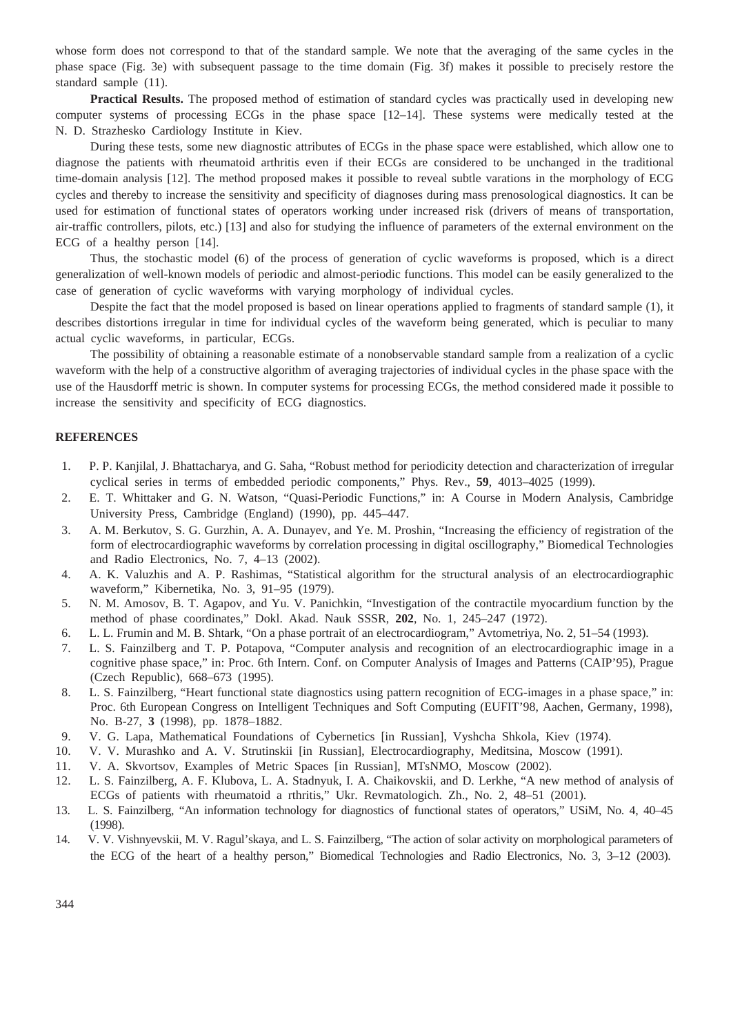whose form does not correspond to that of the standard sample. We note that the averaging of the same cycles in the phase space (Fig. 3e) with subsequent passage to the time domain (Fig. 3f) makes it possible to precisely restore the standard sample (11).

**Practical Results.** The proposed method of estimation of standard cycles was practically used in developing new computer systems of processing ECGs in the phase space [12–14]. These systems were medically tested at the N. D. Strazhesko Cardiology Institute in Kiev.

During these tests, some new diagnostic attributes of ECGs in the phase space were established, which allow one to diagnose the patients with rheumatoid arthritis even if their ECGs are considered to be unchanged in the traditional time-domain analysis [12]. The method proposed makes it possible to reveal subtle varations in the morphology of ECG cycles and thereby to increase the sensitivity and specificity of diagnoses during mass prenosological diagnostics. It can be used for estimation of functional states of operators working under increased risk (drivers of means of transportation, air-traffic controllers, pilots, etc.) [13] and also for studying the influence of parameters of the external environment on the ECG of a healthy person [14].

Thus, the stochastic model (6) of the process of generation of cyclic waveforms is proposed, which is a direct generalization of well-known models of periodic and almost-periodic functions. This model can be easily generalized to the case of generation of cyclic waveforms with varying morphology of individual cycles.

Despite the fact that the model proposed is based on linear operations applied to fragments of standard sample (1), it describes distortions irregular in time for individual cycles of the waveform being generated, which is peculiar to many actual cyclic waveforms, in particular, ECGs.

The possibility of obtaining a reasonable estimate of a nonobservable standard sample from a realization of a cyclic waveform with the help of a constructive algorithm of averaging trajectories of individual cycles in the phase space with the use of the Hausdorff metric is shown. In computer systems for processing ECGs, the method considered made it possible to increase the sensitivity and specificity of ECG diagnostics.

## REFERENCES

1. P. P. Kanjilal, J. Bhattacharya, and G. Saha, "Robust method for periodicity detection and characterization of irregular cyclical series in terms of embedded periodic components," Phys. Rev., **59**, 4013–4025 (1999).
2. E. T. Whittaker and G. N. Watson, "Quasi-Periodic Functions," in: A Course in Modern Analysis, Cambridge University Press, Cambridge (England) (1990), pp. 445–447.
3. A. M. Berkutov, S. G. Gurzhin, A. A. Dunayev, and Ye. M. Proshin, "Increasing the efficiency of registration of the form of electrocardiographic waveforms by correlation processing in digital oscillography," Biomedical Technologies and Radio Electronics, No. 7, 4–13 (2002).
4. A. K. Valuzhis and A. P. Rashimas, "Statistical algorithm for the structural analysis of an electrocardiographic waveform," Kibernetika, No. 3, 91–95 (1979).
5. N. M. Amosov, B. T. Agapov, and Yu. V. Panichkin, "Investigation of the contractile myocardium function by the method of phase coordinates," Dokl. Akad. Nauk SSSR, **202**, No. 1, 245–247 (1972).
6. L. L. Frumin and M. B. Shtark, "On a phase portrait of an electrocardiogram," Avtometriya, No. 2, 51–54 (1993).
7. L. S. Fainzilberg and T. P. Potapova, "Computer analysis and recognition of an electrocardiographic image in a cognitive phase space," in: Proc. 6th Intern. Conf. on Computer Analysis of Images and Patterns (CAIP'95), Prague (Czech Republic), 668–673 (1995).
8. L. S. Fainzilberg, "Heart functional state diagnostics using pattern recognition of ECG-images in a phase space," in: Proc. 6th European Congress on Intelligent Techniques and Soft Computing (EUFIT'98, Aachen, Germany, 1998), No. B-27, **3** (1998), pp. 1878–1882.
9. V. G. Lapa, Mathematical Foundations of Cybernetics [in Russian], Vyshcha Shkola, Kiev (1974).
10. V. V. Murashko and A. V. Strutinskii [in Russian], Electrocardiography, Meditsina, Moscow (1991).
11. V. A. Skvortsov, Examples of Metric Spaces [in Russian], MTsNMO, Moscow (2002).
12. L. S. Fainzilberg, A. F. Klubova, L. A. Stadnyuk, I. A. Chaikovskii, and D. Lerkhe, "A new method of analysis of ECGs of patients with rheumatoid a rthritis," Ukr. Revmatologich. Zh., No. 2, 48–51 (2001).
13. L. S. Fainzilberg, "An information technology for diagnostics of functional states of operators," USiM, No. 4, 40–45 (1998).
14. V. V. Vishnyevskii, M. V. Ragul'skaya, and L. S. Fainzilberg, "The action of solar activity on morphological parameters of the ECG of the heart of a healthy person," Biomedical Technologies and Radio Electronics, No. 3, 3–12 (2003).